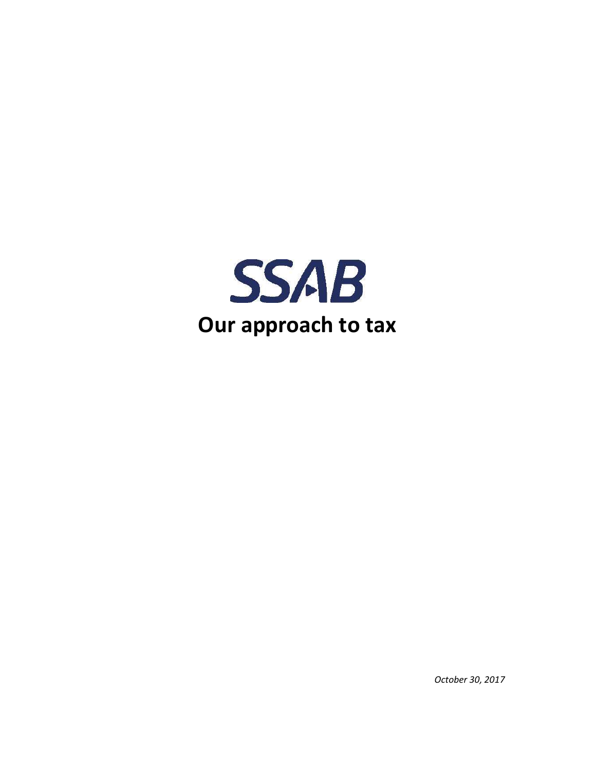SSAB

# Our approach to tax

*October 30, 2017*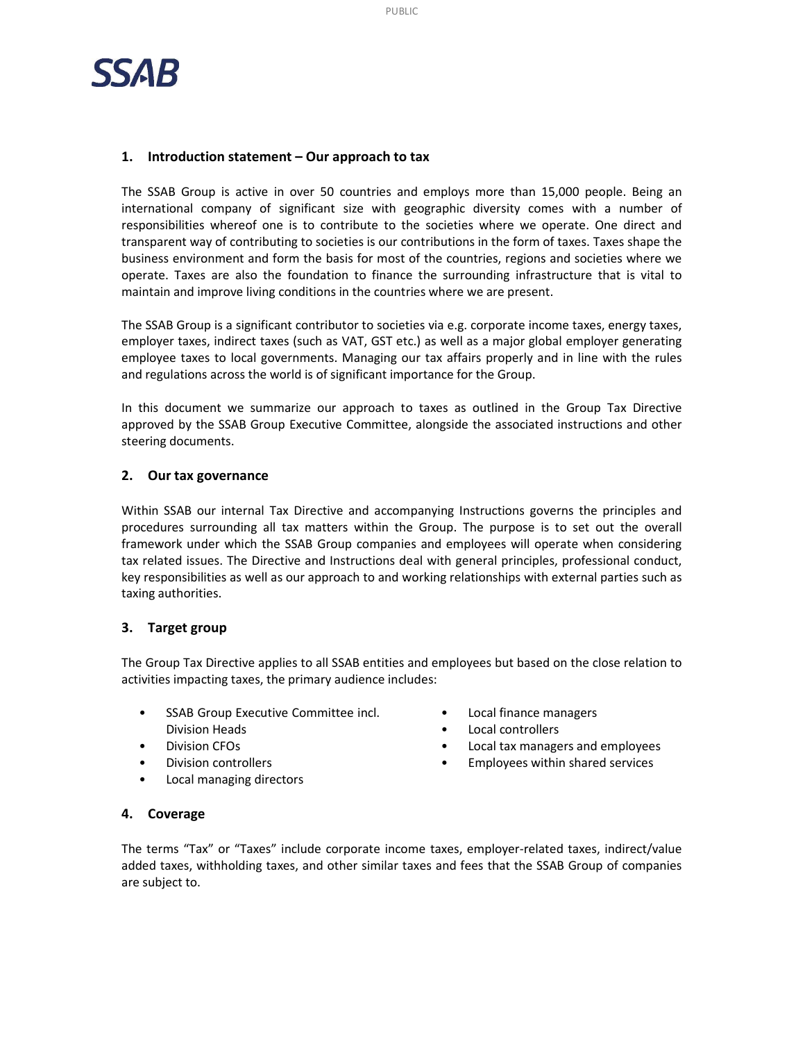SSAB

## 1. Introduction statement – Our approach to tax

The SSAB Group is active in over 50 countries and employs more than 15,000 people. Being an international company of significant size with geographic diversity comes with a number of responsibilities whereof one is to contribute to the societies where we operate. One direct and transparent way of contributing to societies is our contributions in the form of taxes. Taxes shape the business environment and form the basis for most of the countries, regions and societies where we operate. Taxes are also the foundation to finance the surrounding infrastructure that is vital to maintain and improve living conditions in the countries where we are present.

The SSAB Group is a significant contributor to societies via e.g. corporate income taxes, energy taxes, employer taxes, indirect taxes (such as VAT, GST etc.) as well as a major global employer generating employee taxes to local governments. Managing our tax affairs properly and in line with the rules and regulations across the world is of significant importance for the Group.

In this document we summarize our approach to taxes as outlined in the Group Tax Directive approved by the SSAB Group Executive Committee, alongside the associated instructions and other steering documents.

## 2. Our tax governance

Within SSAB our internal Tax Directive and accompanying Instructions governs the principles and procedures surrounding all tax matters within the Group. The purpose is to set out the overall framework under which the SSAB Group companies and employees will operate when considering tax related issues. The Directive and Instructions deal with general principles, professional conduct, key responsibilities as well as our approach to and working relationships with external parties such as taxing authorities.

## 3. Target group

The Group Tax Directive applies to all SSAB entities and employees but based on the close relation to activities impacting taxes, the primary audience includes:

- SSAB Group Executive Committee incl. Division Heads
- Division CFOs
- Division controllers
- Local managing directors
- Local finance managers
- Local controllers
- Local tax managers and employees
- Employees within shared services

## 4. Coverage

The terms "Tax" or "Taxes" include corporate income taxes, employer-related taxes, indirect/value added taxes, withholding taxes, and other similar taxes and fees that the SSAB Group of companies are subject to.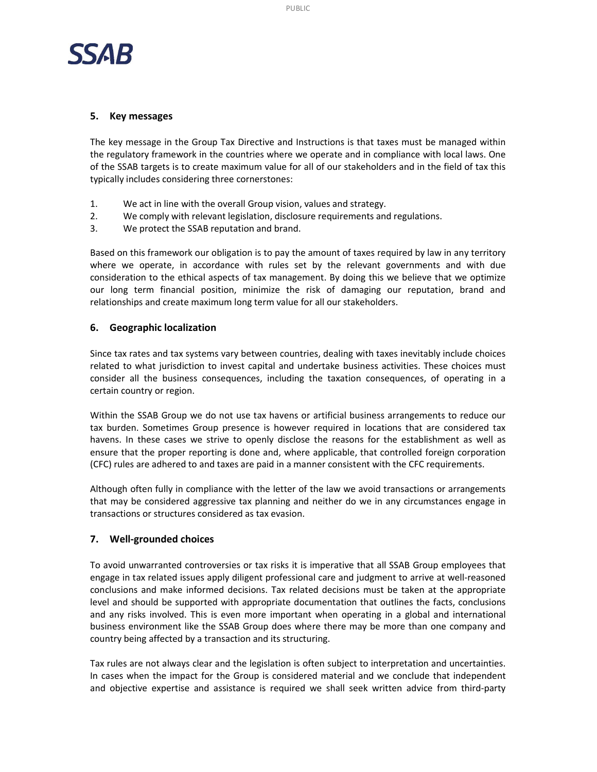## 5. Key messages

The key message in the Group Tax Directive and Instructions is that taxes must be managed within the regulatory framework in the countries where we operate and in compliance with local laws. One of the SSAB targets is to create maximum value for all of our stakeholders and in the field of tax this typically includes considering three cornerstones:

1. We act in line with the overall Group vision, values and strategy.
2. We comply with relevant legislation, disclosure requirements and regulations.
3. We protect the SSAB reputation and brand.

Based on this framework our obligation is to pay the amount of taxes required by law in any territory where we operate, in accordance with rules set by the relevant governments and with due consideration to the ethical aspects of tax management. By doing this we believe that we optimize our long term financial position, minimize the risk of damaging our reputation, brand and relationships and create maximum long term value for all our stakeholders.

## 6. Geographic localization

Since tax rates and tax systems vary between countries, dealing with taxes inevitably include choices related to what jurisdiction to invest capital and undertake business activities. These choices must consider all the business consequences, including the taxation consequences, of operating in a certain country or region.

Within the SSAB Group we do not use tax havens or artificial business arrangements to reduce our tax burden. Sometimes Group presence is however required in locations that are considered tax havens. In these cases we strive to openly disclose the reasons for the establishment as well as ensure that the proper reporting is done and, where applicable, that controlled foreign corporation (CFC) rules are adhered to and taxes are paid in a manner consistent with the CFC requirements.

Although often fully in compliance with the letter of the law we avoid transactions or arrangements that may be considered aggressive tax planning and neither do we in any circumstances engage in transactions or structures considered as tax evasion.

## 7. Well-grounded choices

To avoid unwarranted controversies or tax risks it is imperative that all SSAB Group employees that engage in tax related issues apply diligent professional care and judgment to arrive at well-reasoned conclusions and make informed decisions. Tax related decisions must be taken at the appropriate level and should be supported with appropriate documentation that outlines the facts, conclusions and any risks involved. This is even more important when operating in a global and international business environment like the SSAB Group does where there may be more than one company and country being affected by a transaction and its structuring.

Tax rules are not always clear and the legislation is often subject to interpretation and uncertainties. In cases when the impact for the Group is considered material and we conclude that independent and objective expertise and assistance is required we shall seek written advice from third-party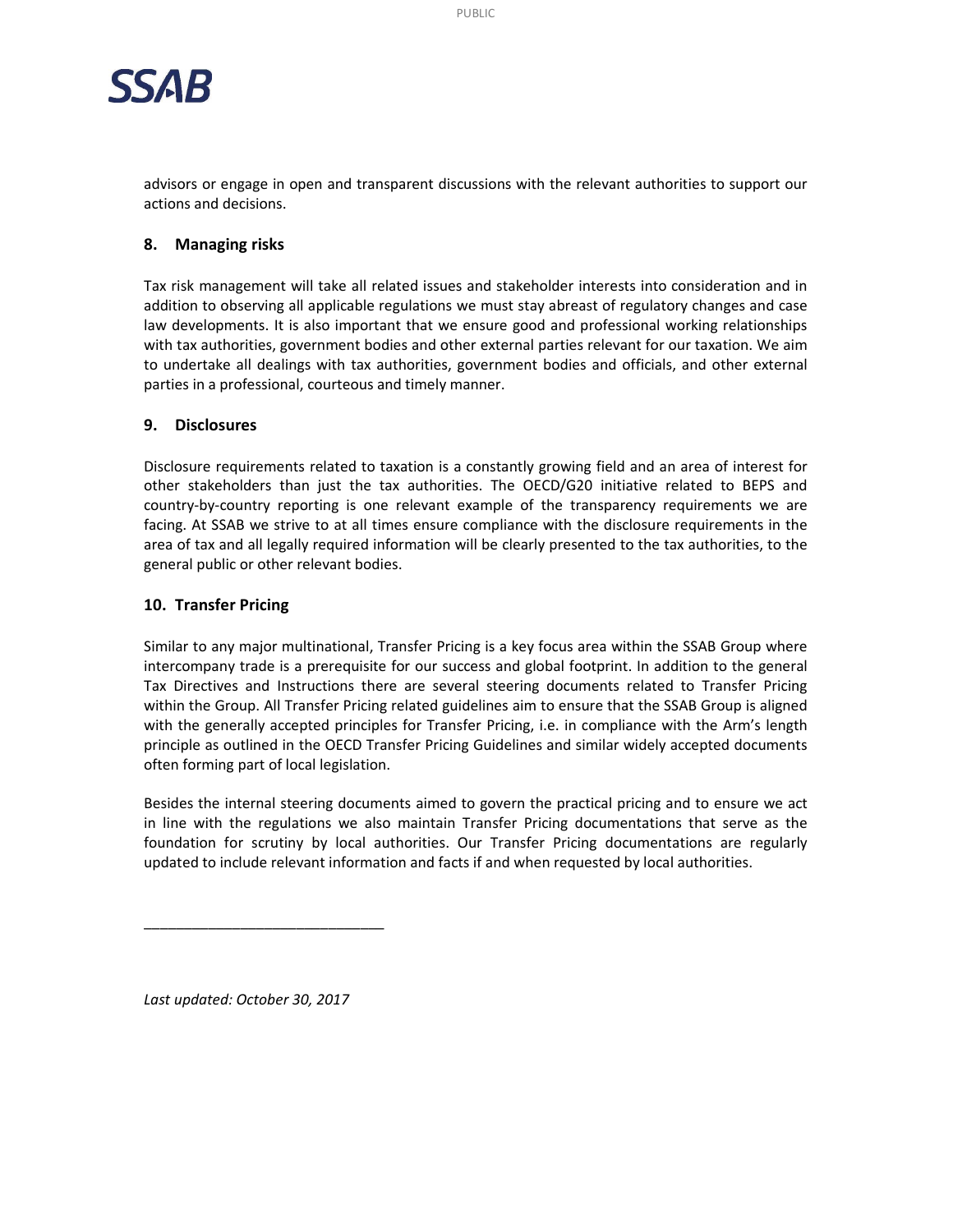advisors or engage in open and transparent discussions with the relevant authorities to support our actions and decisions.

## 8. Managing risks

Tax risk management will take all related issues and stakeholder interests into consideration and in addition to observing all applicable regulations we must stay abreast of regulatory changes and case law developments. It is also important that we ensure good and professional working relationships with tax authorities, government bodies and other external parties relevant for our taxation. We aim to undertake all dealings with tax authorities, government bodies and officials, and other external parties in a professional, courteous and timely manner.

## 9. Disclosures

Disclosure requirements related to taxation is a constantly growing field and an area of interest for other stakeholders than just the tax authorities. The OECD/G20 initiative related to BEPS and country-by-country reporting is one relevant example of the transparency requirements we are facing. At SSAB we strive to at all times ensure compliance with the disclosure requirements in the area of tax and all legally required information will be clearly presented to the tax authorities, to the general public or other relevant bodies.

## 10. Transfer Pricing

Similar to any major multinational, Transfer Pricing is a key focus area within the SSAB Group where intercompany trade is a prerequisite for our success and global footprint. In addition to the general Tax Directives and Instructions there are several steering documents related to Transfer Pricing within the Group. All Transfer Pricing related guidelines aim to ensure that the SSAB Group is aligned with the generally accepted principles for Transfer Pricing, i.e. in compliance with the Arm's length principle as outlined in the OECD Transfer Pricing Guidelines and similar widely accepted documents often forming part of local legislation.

Besides the internal steering documents aimed to govern the practical pricing and to ensure we act in line with the regulations we also maintain Transfer Pricing documentations that serve as the foundation for scrutiny by local authorities. Our Transfer Pricing documentations are regularly updated to include relevant information and facts if and when requested by local authorities.

______________________________

*Last updated: October 30, 2017*